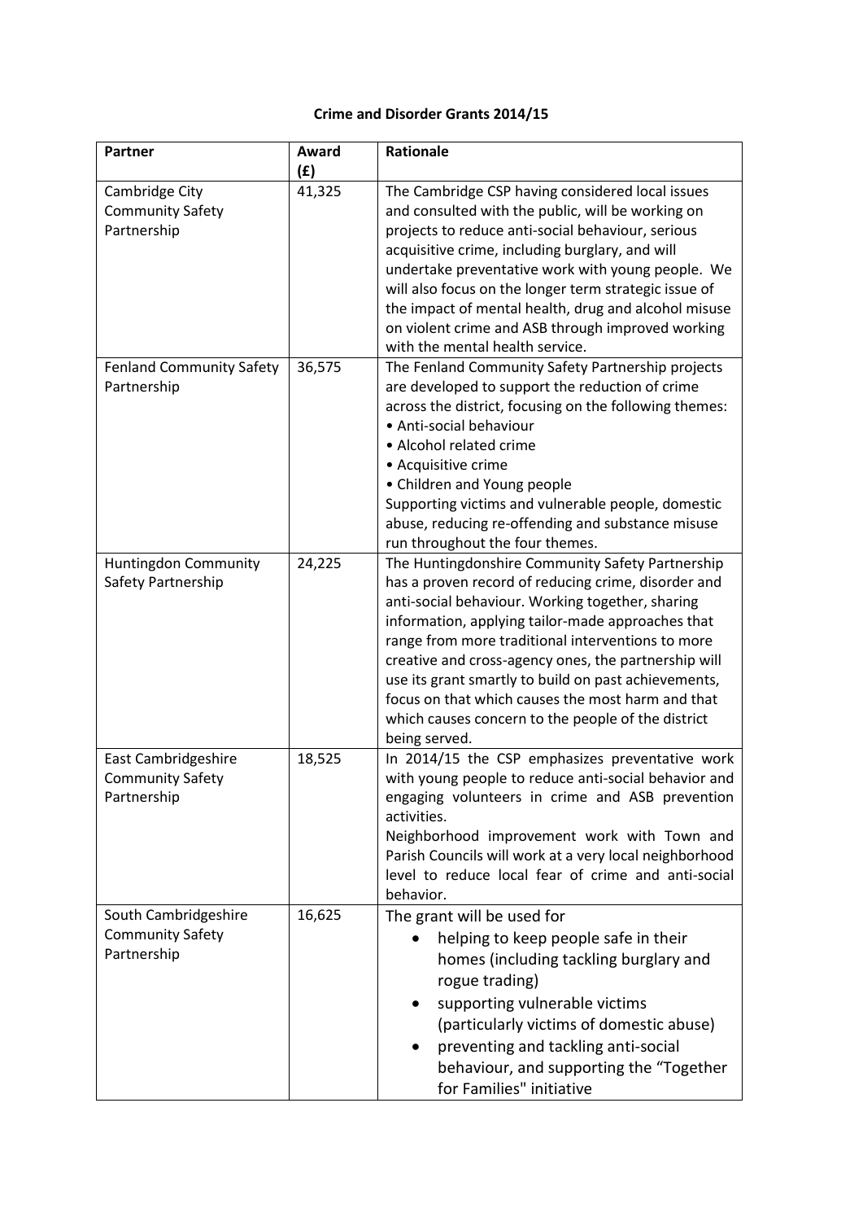**Crime and Disorder Grants 2014/15**

| Partner | Award (£) | Rationale |
|---|---|---|
| Cambridge City Community Safety Partnership | 41,325 | The Cambridge CSP having considered local issues and consulted with the public, will be working on projects to reduce anti-social behaviour, serious acquisitive crime, including burglary, and will undertake preventative work with young people. We will also focus on the longer term strategic issue of the impact of mental health, drug and alcohol misuse on violent crime and ASB through improved working with the mental health service. |
| Fenland Community Safety Partnership | 36,575 | The Fenland Community Safety Partnership projects are developed to support the reduction of crime across the district, focusing on the following themes:<br>• Anti-social behaviour<br>• Alcohol related crime<br>• Acquisitive crime<br>• Children and Young people<br>Supporting victims and vulnerable people, domestic abuse, reducing re-offending and substance misuse run throughout the four themes. |
| Huntingdon Community Safety Partnership | 24,225 | The Huntingdonshire Community Safety Partnership has a proven record of reducing crime, disorder and anti-social behaviour. Working together, sharing information, applying tailor-made approaches that range from more traditional interventions to more creative and cross-agency ones, the partnership will use its grant smartly to build on past achievements, focus on that which causes the most harm and that which causes concern to the people of the district being served. |
| East Cambridgeshire Community Safety Partnership | 18,525 | In 2014/15 the CSP emphasizes preventative work with young people to reduce anti-social behavior and engaging volunteers in crime and ASB prevention activities.<br>Neighborhood improvement work with Town and Parish Councils will work at a very local neighborhood level to reduce local fear of crime and anti-social behavior. |
| South Cambridgeshire Community Safety Partnership | 16,625 | The grant will be used for<br>• helping to keep people safe in their homes (including tackling burglary and rogue trading)<br>• supporting vulnerable victims (particularly victims of domestic abuse)<br>• preventing and tackling anti-social behaviour, and supporting the "Together for Families" initiative |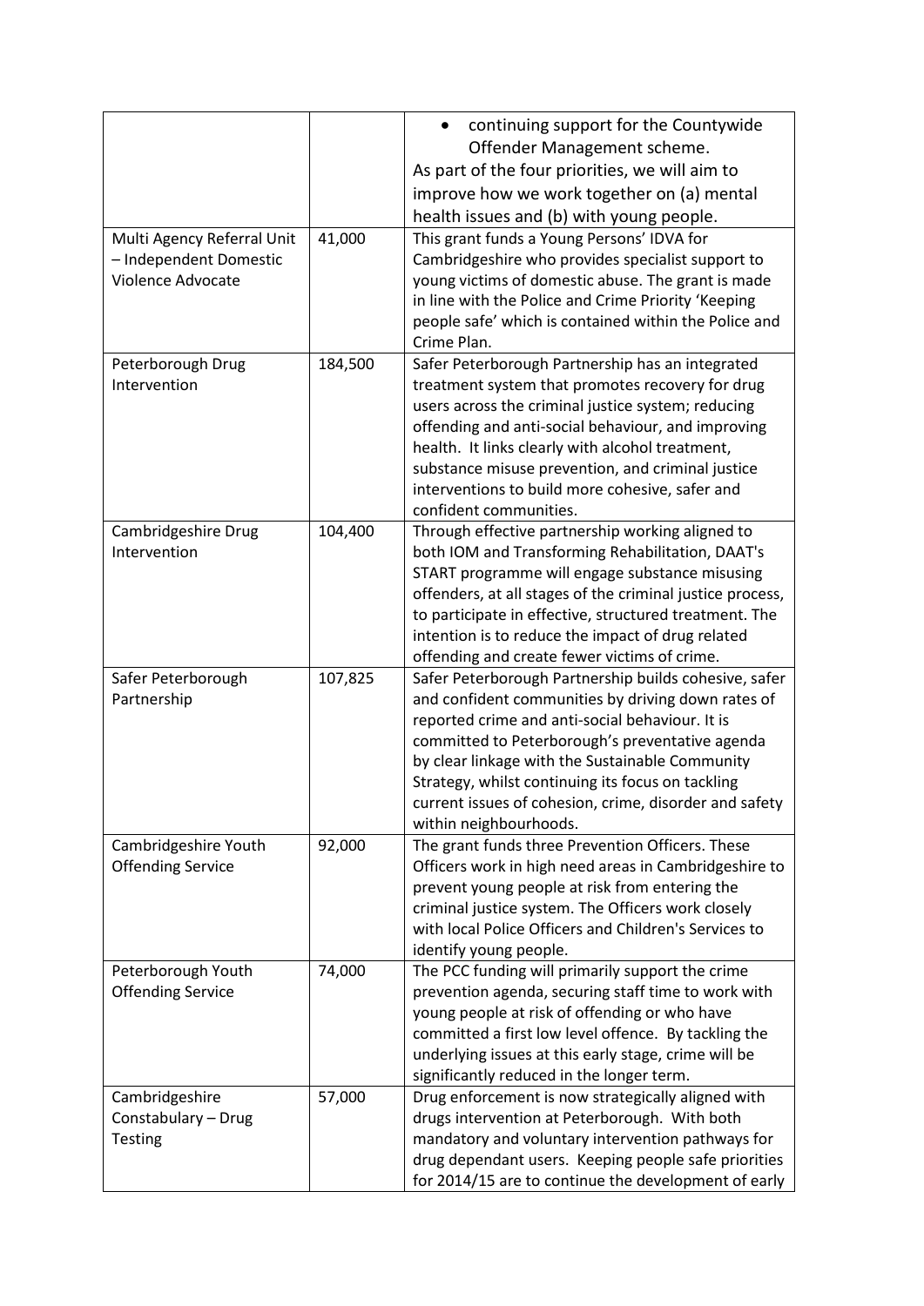| | | |
|---|---|---|
| | | • continuing support for the Countywide Offender Management scheme.<br>As part of the four priorities, we will aim to improve how we work together on (a) mental health issues and (b) with young people. |
| Multi Agency Referral Unit – Independent Domestic Violence Advocate | 41,000 | This grant funds a Young Persons' IDVA for Cambridgeshire who provides specialist support to young victims of domestic abuse. The grant is made in line with the Police and Crime Priority 'Keeping people safe' which is contained within the Police and Crime Plan. |
| Peterborough Drug Intervention | 184,500 | Safer Peterborough Partnership has an integrated treatment system that promotes recovery for drug users across the criminal justice system; reducing offending and anti-social behaviour, and improving health. It links clearly with alcohol treatment, substance misuse prevention, and criminal justice interventions to build more cohesive, safer and confident communities. |
| Cambridgeshire Drug Intervention | 104,400 | Through effective partnership working aligned to both IOM and Transforming Rehabilitation, DAAT's START programme will engage substance misusing offenders, at all stages of the criminal justice process, to participate in effective, structured treatment. The intention is to reduce the impact of drug related offending and create fewer victims of crime. |
| Safer Peterborough Partnership | 107,825 | Safer Peterborough Partnership builds cohesive, safer and confident communities by driving down rates of reported crime and anti-social behaviour. It is committed to Peterborough's preventative agenda by clear linkage with the Sustainable Community Strategy, whilst continuing its focus on tackling current issues of cohesion, crime, disorder and safety within neighbourhoods. |
| Cambridgeshire Youth Offending Service | 92,000 | The grant funds three Prevention Officers. These Officers work in high need areas in Cambridgeshire to prevent young people at risk from entering the criminal justice system. The Officers work closely with local Police Officers and Children's Services to identify young people. |
| Peterborough Youth Offending Service | 74,000 | The PCC funding will primarily support the crime prevention agenda, securing staff time to work with young people at risk of offending or who have committed a first low level offence. By tackling the underlying issues at this early stage, crime will be significantly reduced in the longer term. |
| Cambridgeshire Constabulary – Drug Testing | 57,000 | Drug enforcement is now strategically aligned with drugs intervention at Peterborough. With both mandatory and voluntary intervention pathways for drug dependant users. Keeping people safe priorities for 2014/15 are to continue the development of early |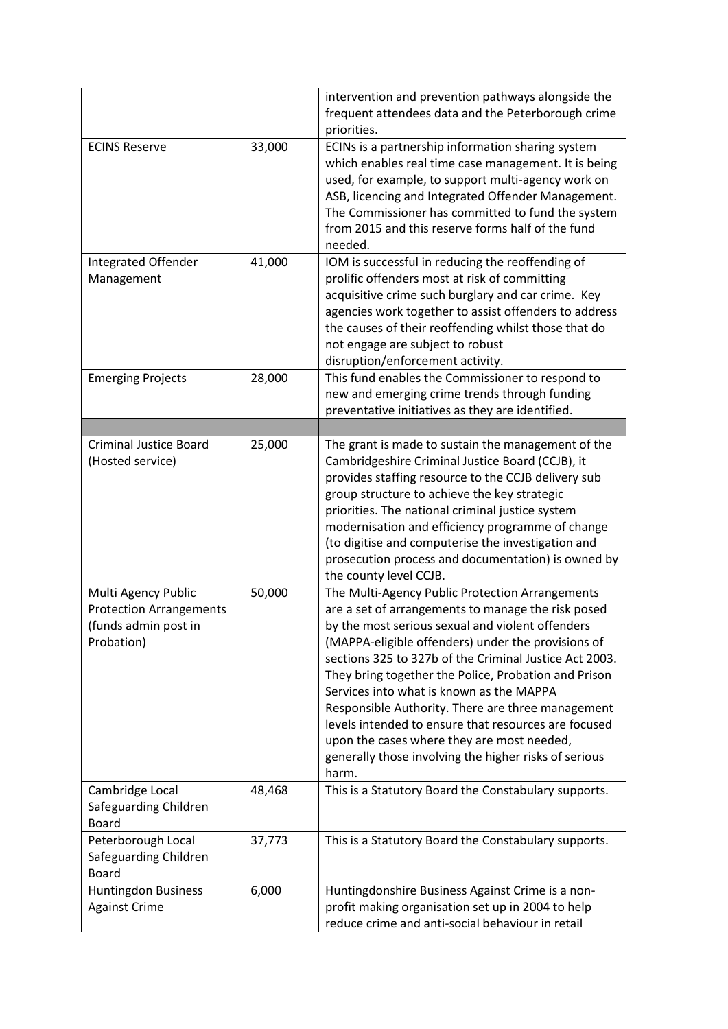| | | |
|---|---|---|
| | | intervention and prevention pathways alongside the frequent attendees data and the Peterborough crime priorities. |
| ECINS Reserve | 33,000 | ECINs is a partnership information sharing system which enables real time case management. It is being used, for example, to support multi-agency work on ASB, licencing and Integrated Offender Management. The Commissioner has committed to fund the system from 2015 and this reserve forms half of the fund needed. |
| Integrated Offender Management | 41,000 | IOM is successful in reducing the reoffending of prolific offenders most at risk of committing acquisitive crime such burglary and car crime. Key agencies work together to assist offenders to address the causes of their reoffending whilst those that do not engage are subject to robust disruption/enforcement activity. |
| Emerging Projects | 28,000 | This fund enables the Commissioner to respond to new and emerging crime trends through funding preventative initiatives as they are identified. |
| | | |
| Criminal Justice Board (Hosted service) | 25,000 | The grant is made to sustain the management of the Cambridgeshire Criminal Justice Board (CCJB), it provides staffing resource to the CCJB delivery sub group structure to achieve the key strategic priorities. The national criminal justice system modernisation and efficiency programme of change (to digitise and computerise the investigation and prosecution process and documentation) is owned by the county level CCJB. |
| Multi Agency Public Protection Arrangements (funds admin post in Probation) | 50,000 | The Multi-Agency Public Protection Arrangements are a set of arrangements to manage the risk posed by the most serious sexual and violent offenders (MAPPA-eligible offenders) under the provisions of sections 325 to 327b of the Criminal Justice Act 2003. They bring together the Police, Probation and Prison Services into what is known as the MAPPA Responsible Authority. There are three management levels intended to ensure that resources are focused upon the cases where they are most needed, generally those involving the higher risks of serious harm. |
| Cambridge Local Safeguarding Children Board | 48,468 | This is a Statutory Board the Constabulary supports. |
| Peterborough Local Safeguarding Children Board | 37,773 | This is a Statutory Board the Constabulary supports. |
| Huntingdon Business Against Crime | 6,000 | Huntingdonshire Business Against Crime is a non-profit making organisation set up in 2004 to help reduce crime and anti-social behaviour in retail |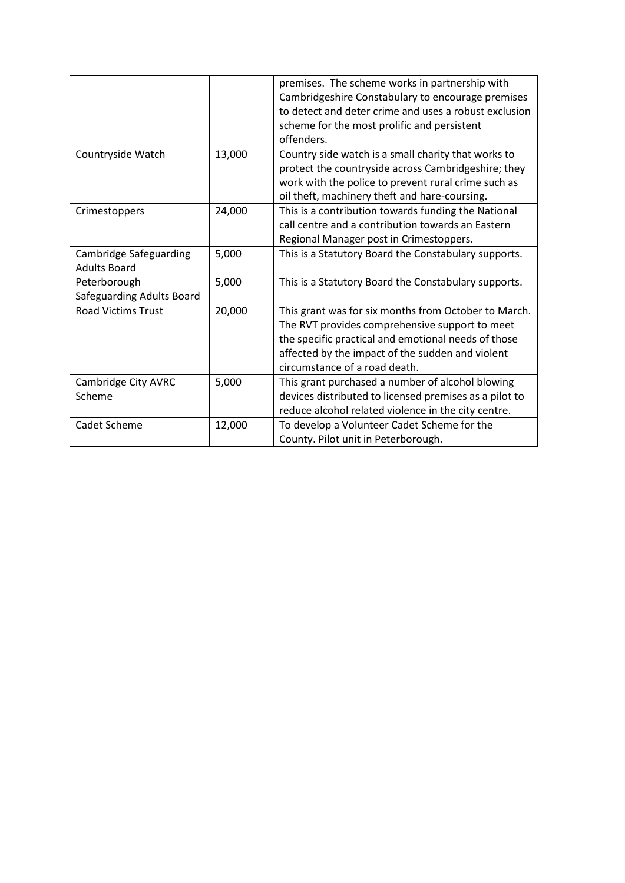| | | |
|---|---|---|
| | | premises. The scheme works in partnership with Cambridgeshire Constabulary to encourage premises to detect and deter crime and uses a robust exclusion scheme for the most prolific and persistent offenders. |
| Countryside Watch | 13,000 | Country side watch is a small charity that works to protect the countryside across Cambridgeshire; they work with the police to prevent rural crime such as oil theft, machinery theft and hare-coursing. |
| Crimestoppers | 24,000 | This is a contribution towards funding the National call centre and a contribution towards an Eastern Regional Manager post in Crimestoppers. |
| Cambridge Safeguarding Adults Board | 5,000 | This is a Statutory Board the Constabulary supports. |
| Peterborough Safeguarding Adults Board | 5,000 | This is a Statutory Board the Constabulary supports. |
| Road Victims Trust | 20,000 | This grant was for six months from October to March. The RVT provides comprehensive support to meet the specific practical and emotional needs of those affected by the impact of the sudden and violent circumstance of a road death. |
| Cambridge City AVRC Scheme | 5,000 | This grant purchased a number of alcohol blowing devices distributed to licensed premises as a pilot to reduce alcohol related violence in the city centre. |
| Cadet Scheme | 12,000 | To develop a Volunteer Cadet Scheme for the County. Pilot unit in Peterborough. |